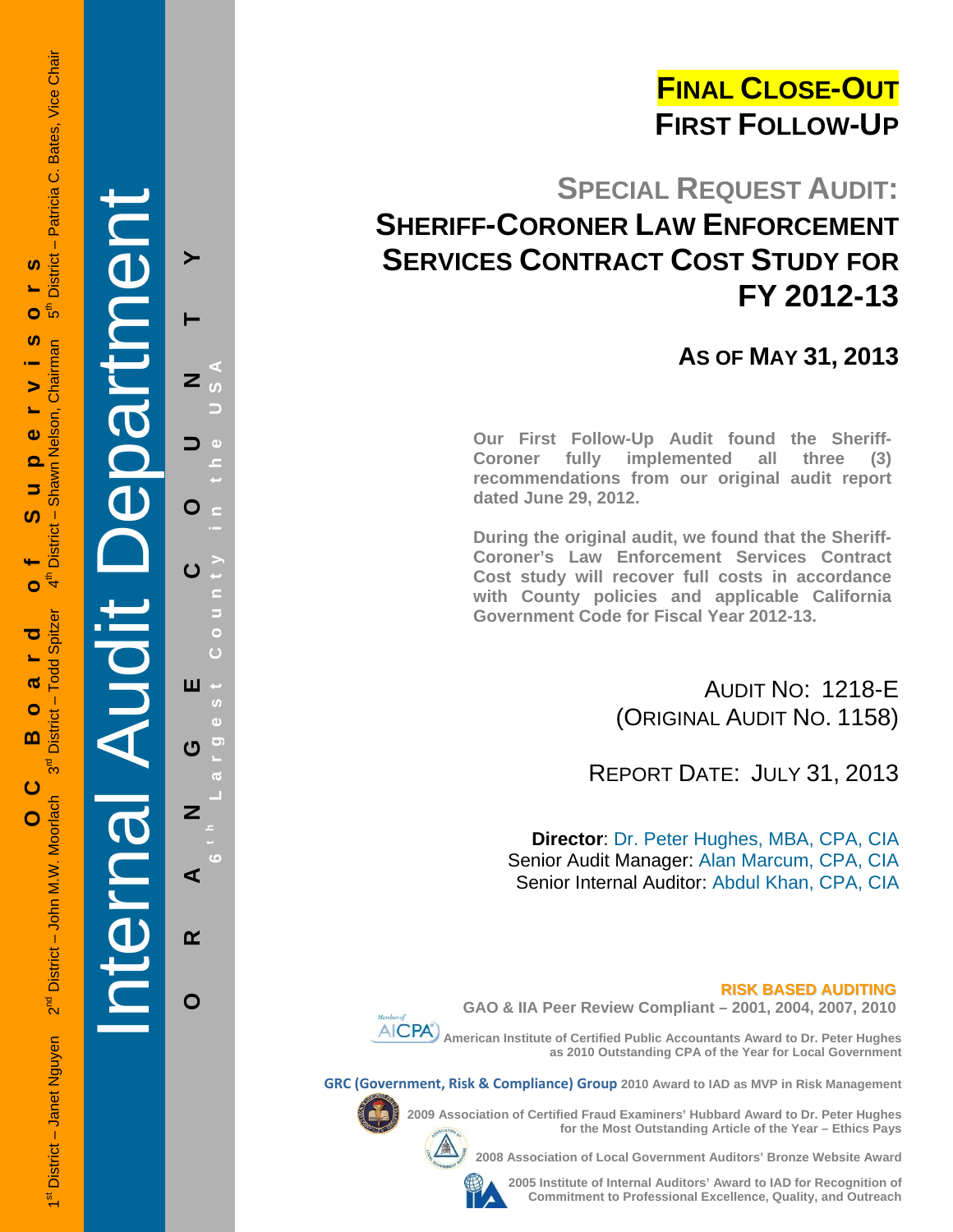OC Board of Supervisors

1st District – Janet Nguyen 2nd District – John M.W. Moorlach 3rd District – Todd Spitzer 4th District – Shawn Nelson, Chairman 5th District – Patricia C. Bates, Vice Chair

Internal Audit Department

ORANGE COUNTY

6th Largest County in the USA

# FINAL CLOSE-OUT FIRST FOLLOW-UP

## SPECIAL REQUEST AUDIT: SHERIFF-CORONER LAW ENFORCEMENT SERVICES CONTRACT COST STUDY FOR FY 2012-13

### AS OF MAY 31, 2013

**Our First Follow-Up Audit found the Sheriff-Coroner fully implemented all three (3) recommendations from our original audit report dated June 29, 2012.**

**During the original audit, we found that the Sheriff-Coroner's Law Enforcement Services Contract Cost study will recover full costs in accordance with County policies and applicable California Government Code for Fiscal Year 2012-13.**

AUDIT NO: 1218-E
(ORIGINAL AUDIT NO. 1158)

REPORT DATE: JULY 31, 2013

**Director**: Dr. Peter Hughes, MBA, CPA, CIA
Senior Audit Manager: Alan Marcum, CPA, CIA
Senior Internal Auditor: Abdul Khan, CPA, CIA

**RISK BASED AUDITING**

**GAO & IIA Peer Review Compliant – 2001, 2004, 2007, 2010**

Member of AICPA

**American Institute of Certified Public Accountants Award to Dr. Peter Hughes as 2010 Outstanding CPA of the Year for Local Government**

**GRC (Government, Risk & Compliance) Group 2010 Award to IAD as MVP in Risk Management**

**2009 Association of Certified Fraud Examiners' Hubbard Award to Dr. Peter Hughes for the Most Outstanding Article of the Year – Ethics Pays**

**2008 Association of Local Government Auditors' Bronze Website Award**

**2005 Institute of Internal Auditors' Award to IAD for Recognition of Commitment to Professional Excellence, Quality, and Outreach**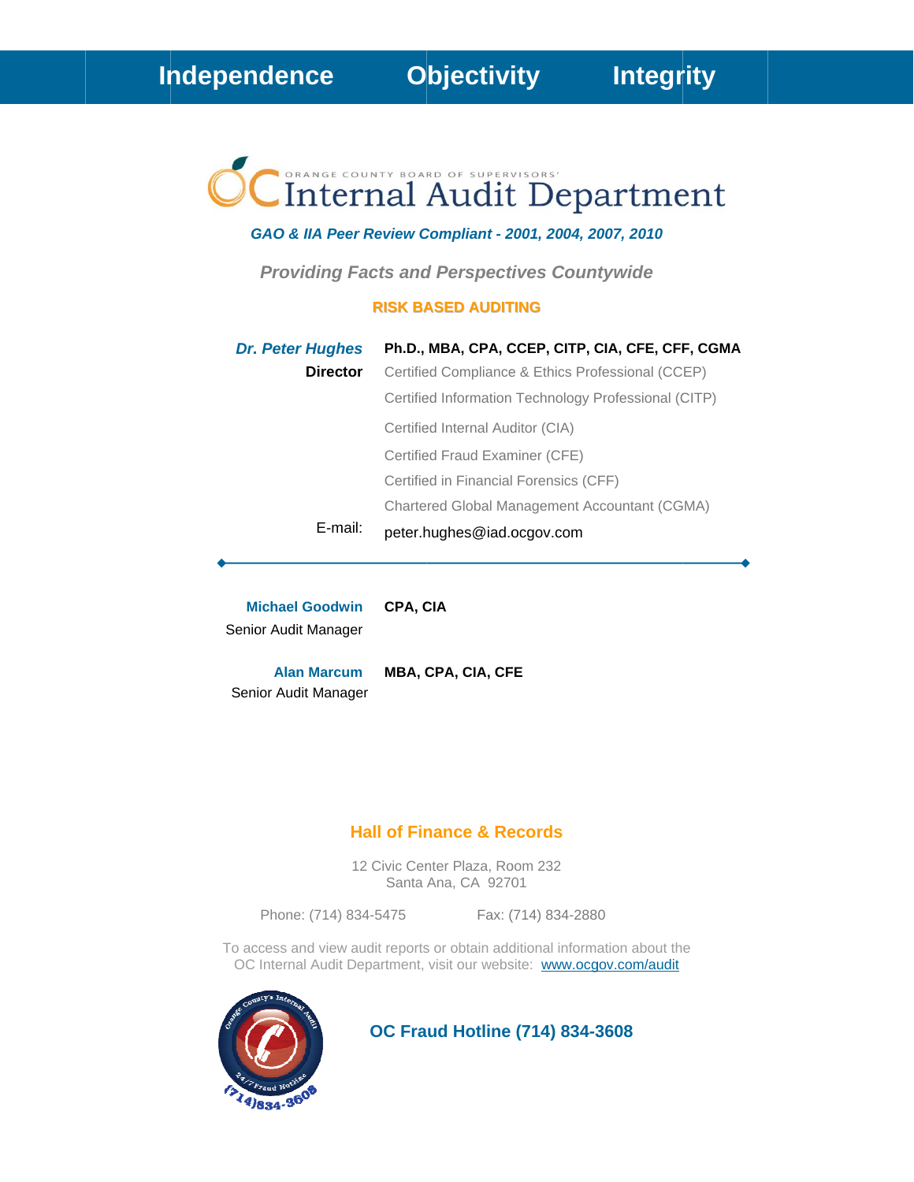**Independence Objectivity Integrity**

# OC Internal Audit Department

ORANGE COUNTY BOARD OF SUPERVISORS'

***GAO & IIA Peer Review Compliant - 2001, 2004, 2007, 2010***

***Providing Facts and Perspectives Countywide***

**RISK BASED AUDITING**

***Dr. Peter Hughes*** **Ph.D., MBA, CPA, CCEP, CITP, CIA, CFE, CFF, CGMA**
**Director**
Certified Compliance & Ethics Professional (CCEP)
Certified Information Technology Professional (CITP)
Certified Internal Auditor (CIA)
Certified Fraud Examiner (CFE)
Certified in Financial Forensics (CFF)
Chartered Global Management Accountant (CGMA)

E-mail: peter.hughes@iad.ocgov.com

---

**Michael Goodwin** **CPA, CIA**
Senior Audit Manager

**Alan Marcum** **MBA, CPA, CIA, CFE**
Senior Audit Manager

## Hall of Finance & Records

12 Civic Center Plaza, Room 232
Santa Ana, CA 92701

Phone: (714) 834-5475 Fax: (714) 834-2880

To access and view audit reports or obtain additional information about the OC Internal Audit Department, visit our website: www.ocgov.com/audit

**OC Fraud Hotline (714) 834-3608**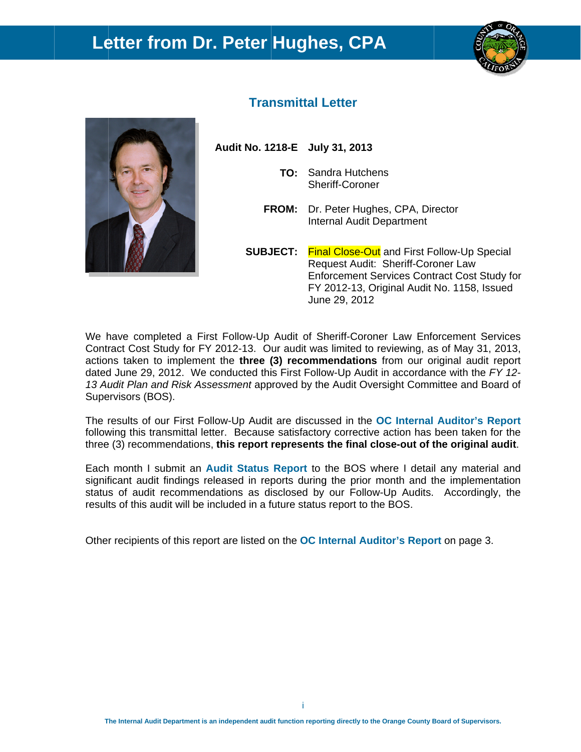# Letter from Dr. Peter Hughes, CPA

## Transmittal Letter

**Audit No. 1218-E July 31, 2013**

**TO:** Sandra Hutchens
Sheriff-Coroner

**FROM:** Dr. Peter Hughes, CPA, Director
Internal Audit Department

**SUBJECT:** Final Close-Out and First Follow-Up Special Request Audit: Sheriff-Coroner Law Enforcement Services Contract Cost Study for FY 2012-13, Original Audit No. 1158, Issued June 29, 2012

We have completed a First Follow-Up Audit of Sheriff-Coroner Law Enforcement Services Contract Cost Study for FY 2012-13. Our audit was limited to reviewing, as of May 31, 2013, actions taken to implement the **three (3) recommendations** from our original audit report dated June 29, 2012. We conducted this First Follow-Up Audit in accordance with the *FY 12-13 Audit Plan and Risk Assessment* approved by the Audit Oversight Committee and Board of Supervisors (BOS).

The results of our First Follow-Up Audit are discussed in the **OC Internal Auditor's Report** following this transmittal letter. Because satisfactory corrective action has been taken for the three (3) recommendations, **this report represents the final close-out of the original audit**.

Each month I submit an **Audit Status Report** to the BOS where I detail any material and significant audit findings released in reports during the prior month and the implementation status of audit recommendations as disclosed by our Follow-Up Audits. Accordingly, the results of this audit will be included in a future status report to the BOS.

Other recipients of this report are listed on the **OC Internal Auditor's Report** on page 3.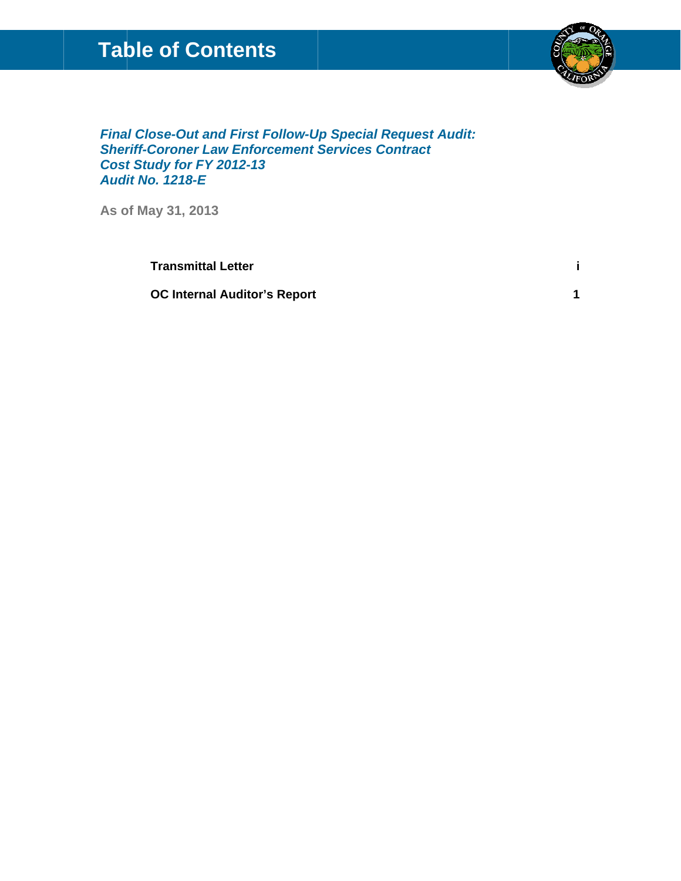# Table of Contents

***Final Close-Out and First Follow-Up Special Request Audit:***
***Sheriff-Coroner Law Enforcement Services Contract***
***Cost Study for FY 2012-13***
***Audit No. 1218-E***

**As of May 31, 2013**

| | |
|---|---|
| **Transmittal Letter** | **i** |
| **OC Internal Auditor's Report** | **1** |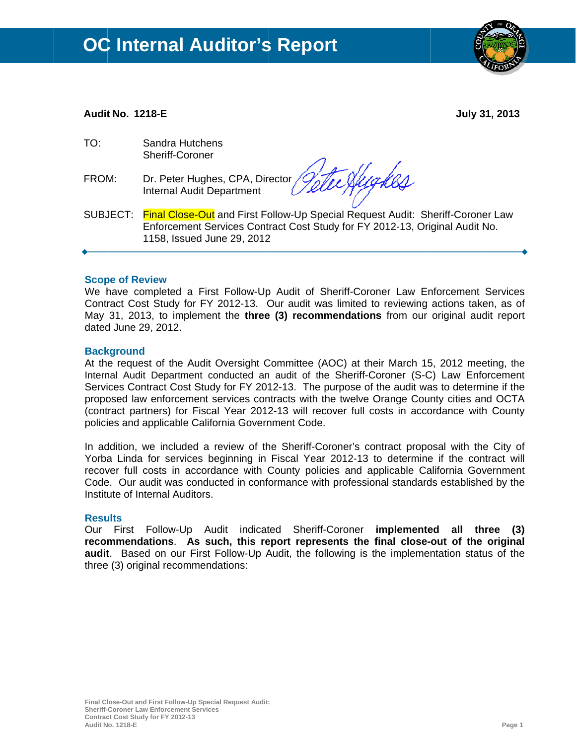# OC Internal Auditor's Report

**Audit No. 1218-E** **July 31, 2013**

TO: Sandra Hutchens
Sheriff-Coroner

FROM: Dr. Peter Hughes, CPA, Director
Internal Audit Department

SUBJECT: Final Close-Out and First Follow-Up Special Request Audit: Sheriff-Coroner Law Enforcement Services Contract Cost Study for FY 2012-13, Original Audit No. 1158, Issued June 29, 2012

---

### Scope of Review

We have completed a First Follow-Up Audit of Sheriff-Coroner Law Enforcement Services Contract Cost Study for FY 2012-13. Our audit was limited to reviewing actions taken, as of May 31, 2013, to implement the **three (3) recommendations** from our original audit report dated June 29, 2012.

### Background

At the request of the Audit Oversight Committee (AOC) at their March 15, 2012 meeting, the Internal Audit Department conducted an audit of the Sheriff-Coroner (S-C) Law Enforcement Services Contract Cost Study for FY 2012-13. The purpose of the audit was to determine if the proposed law enforcement services contracts with the twelve Orange County cities and OCTA (contract partners) for Fiscal Year 2012-13 will recover full costs in accordance with County policies and applicable California Government Code.

In addition, we included a review of the Sheriff-Coroner's contract proposal with the City of Yorba Linda for services beginning in Fiscal Year 2012-13 to determine if the contract will recover full costs in accordance with County policies and applicable California Government Code. Our audit was conducted in conformance with professional standards established by the Institute of Internal Auditors.

### Results

Our First Follow-Up Audit indicated Sheriff-Coroner **implemented all three (3) recommendations**. **As such, this report represents the final close-out of the original audit**. Based on our First Follow-Up Audit, the following is the implementation status of the three (3) original recommendations: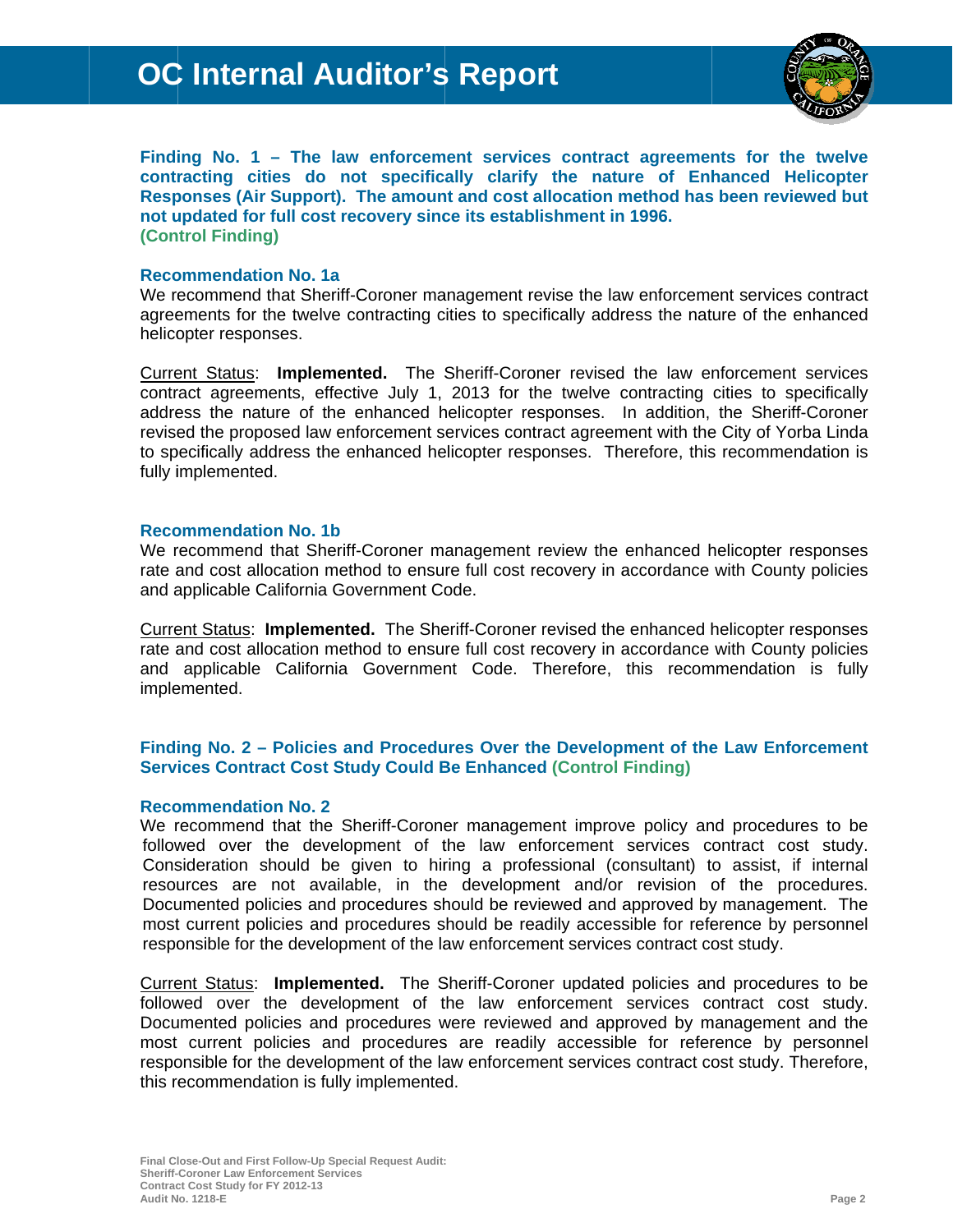**Finding No. 1 – The law enforcement services contract agreements for the twelve contracting cities do not specifically clarify the nature of Enhanced Helicopter Responses (Air Support). The amount and cost allocation method has been reviewed but not updated for full cost recovery since its establishment in 1996.**
**(Control Finding)**

### Recommendation No. 1a

We recommend that Sheriff-Coroner management revise the law enforcement services contract agreements for the twelve contracting cities to specifically address the nature of the enhanced helicopter responses.

Current Status: **Implemented.** The Sheriff-Coroner revised the law enforcement services contract agreements, effective July 1, 2013 for the twelve contracting cities to specifically address the nature of the enhanced helicopter responses. In addition, the Sheriff-Coroner revised the proposed law enforcement services contract agreement with the City of Yorba Linda to specifically address the enhanced helicopter responses. Therefore, this recommendation is fully implemented.

### Recommendation No. 1b

We recommend that Sheriff-Coroner management review the enhanced helicopter responses rate and cost allocation method to ensure full cost recovery in accordance with County policies and applicable California Government Code.

Current Status: **Implemented.** The Sheriff-Coroner revised the enhanced helicopter responses rate and cost allocation method to ensure full cost recovery in accordance with County policies and applicable California Government Code. Therefore, this recommendation is fully implemented.

**Finding No. 2 – Policies and Procedures Over the Development of the Law Enforcement Services Contract Cost Study Could Be Enhanced (Control Finding)**

### Recommendation No. 2

We recommend that the Sheriff-Coroner management improve policy and procedures to be followed over the development of the law enforcement services contract cost study. Consideration should be given to hiring a professional (consultant) to assist, if internal resources are not available, in the development and/or revision of the procedures. Documented policies and procedures should be reviewed and approved by management. The most current policies and procedures should be readily accessible for reference by personnel responsible for the development of the law enforcement services contract cost study.

Current Status: **Implemented.** The Sheriff-Coroner updated policies and procedures to be followed over the development of the law enforcement services contract cost study. Documented policies and procedures were reviewed and approved by management and the most current policies and procedures are readily accessible for reference by personnel responsible for the development of the law enforcement services contract cost study. Therefore, this recommendation is fully implemented.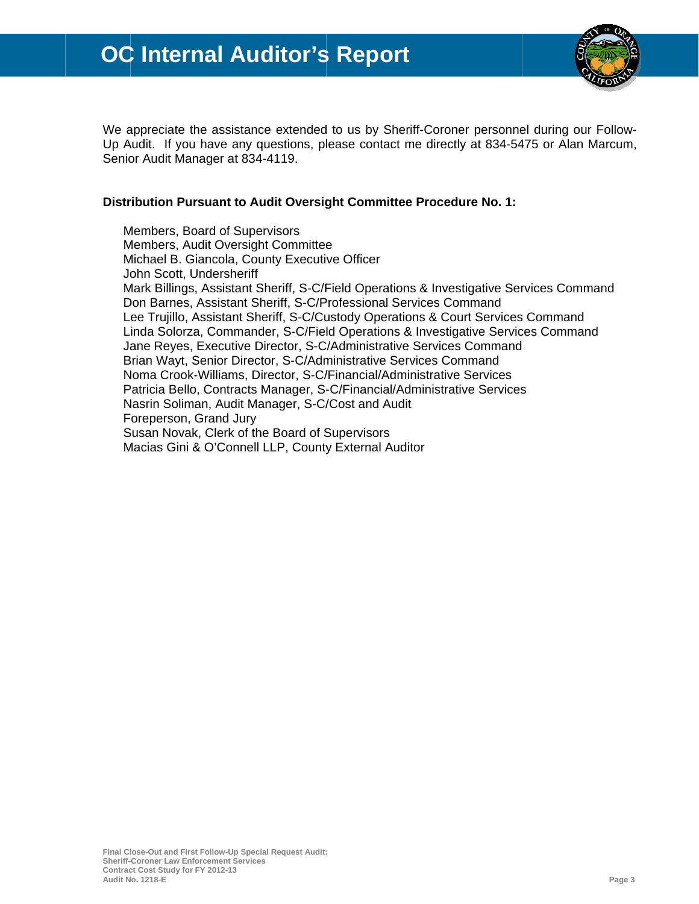We appreciate the assistance extended to us by Sheriff-Coroner personnel during our Follow-Up Audit. If you have any questions, please contact me directly at 834-5475 or Alan Marcum, Senior Audit Manager at 834-4119.

**Distribution Pursuant to Audit Oversight Committee Procedure No. 1:**

Members, Board of Supervisors
Members, Audit Oversight Committee
Michael B. Giancola, County Executive Officer
John Scott, Undersheriff
Mark Billings, Assistant Sheriff, S-C/Field Operations & Investigative Services Command
Don Barnes, Assistant Sheriff, S-C/Professional Services Command
Lee Trujillo, Assistant Sheriff, S-C/Custody Operations & Court Services Command
Linda Solorza, Commander, S-C/Field Operations & Investigative Services Command
Jane Reyes, Executive Director, S-C/Administrative Services Command
Brian Wayt, Senior Director, S-C/Administrative Services Command
Noma Crook-Williams, Director, S-C/Financial/Administrative Services
Patricia Bello, Contracts Manager, S-C/Financial/Administrative Services
Nasrin Soliman, Audit Manager, S-C/Cost and Audit
Foreperson, Grand Jury
Susan Novak, Clerk of the Board of Supervisors
Macias Gini & O'Connell LLP, County External Auditor